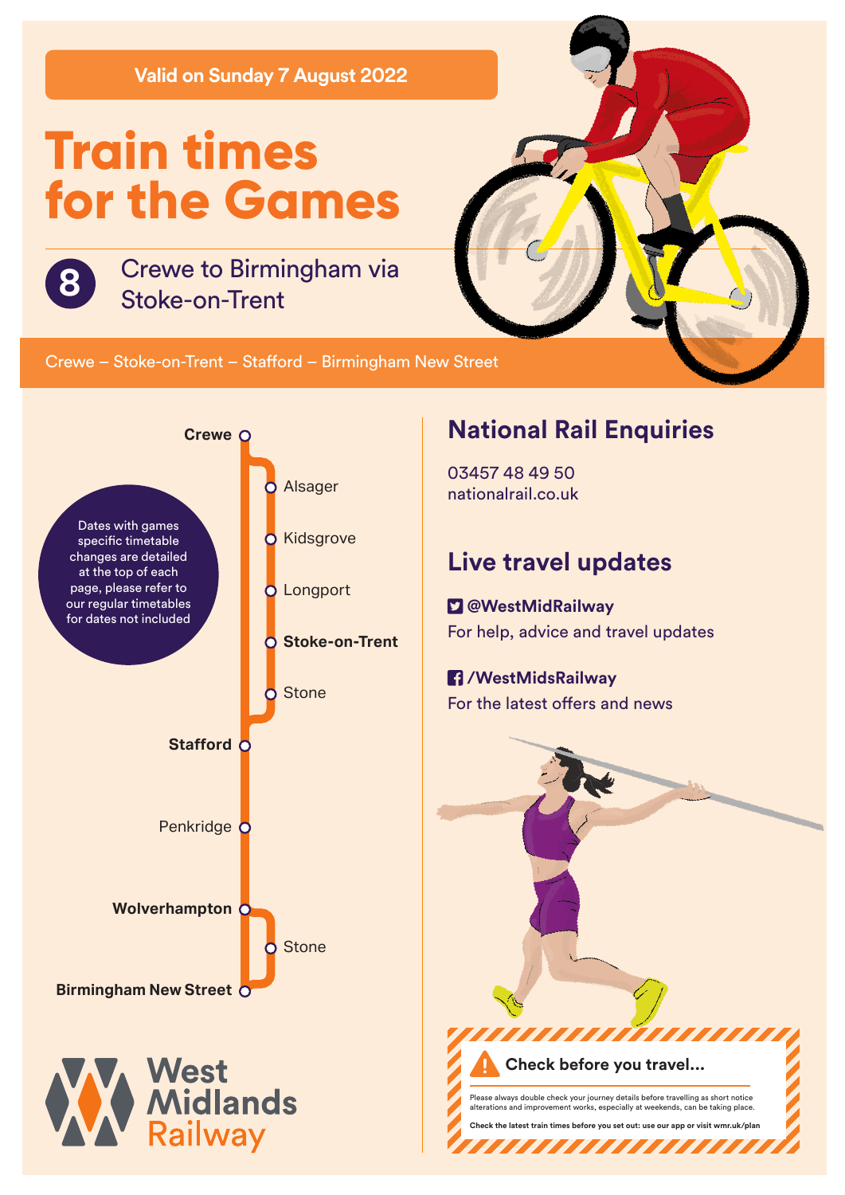Valid on Sunday 7 August 2022

# Train times for the Games

## 8 Crewe to Birmingham via Stoke-on-Trent

Crewe – Stoke-on-Trent – Stafford – Birmingham New Street

**Crewe**
- Alsager
- Kidsgrove
- Longport
- **Stoke-on-Trent**
- Stone

**Stafford**

Penkridge

**Wolverhampton**
- Stone

**Birmingham New Street**

Dates with games specific timetable changes are detailed at the top of each page, please refer to our regular timetables for dates not included

West Midlands Railway

## National Rail Enquiries

03457 48 49 50
nationalrail.co.uk

## Live travel updates

**@WestMidRailway**
For help, advice and travel updates

**/WestMidsRailway**
For the latest offers and news

**Check before you travel...**

Please always double check your journey details before travelling as short notice alterations and improvement works, especially at weekends, can be taking place.

**Check the latest train times before you set out: use our app or visit wmr.uk/plan**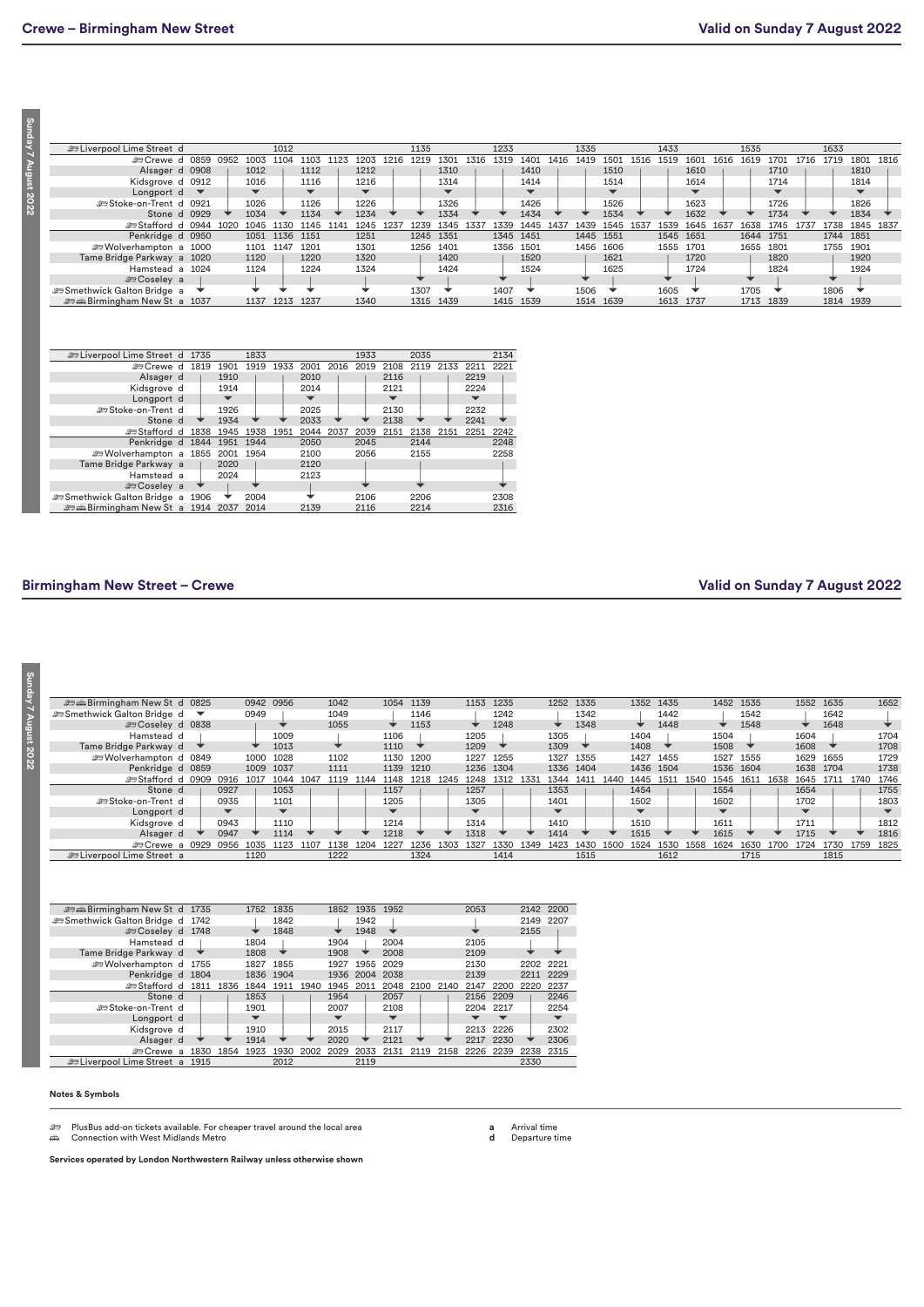## Crewe – Birmingham New Street

**Valid on Sunday 7 August 2022**

| Station | | | | | | | | | | | | | | | | | | | | | | | | | | | |
|---|---|---|---|---|---|---|---|---|---|---|---|---|---|---|---|---|---|---|---|---|---|---|---|---|---|---|---|
| Liverpool Lime Street | d | | | 1012 | | | | | | 1135 | | | 1233 | | | 1335 | | | 1433 | | | 1535 | | | 1633 | | |
| Crewe | d | 0859 | 0952 | 1003 | 1104 | 1103 | 1123 | 1203 | 1216 | 1219 | 1301 | 1316 | 1319 | 1401 | 1416 | 1419 | 1501 | 1516 | 1519 | 1601 | 1616 | 1619 | 1701 | 1716 | 1719 | 1801 | 1816 |
| Alsager | d | 0908 | | 1012 | | 1112 | | 1212 | | | 1310 | | | 1410 | | | 1510 | | | 1610 | | | 1710 | | | 1810 | |
| Kidsgrove | d | 0912 | | 1016 | | 1116 | | 1216 | | | 1314 | | | 1414 | | | 1514 | | | 1614 | | | 1714 | | | 1814 | |
| Longport | d | ↓ | | ↓ | | ↓ | | ↓ | | | ↓ | | | ↓ | | | ↓ | | | ↓ | | | ↓ | | | ↓ | |
| Stoke-on-Trent | d | 0921 | | 1026 | | 1126 | | 1226 | | | 1326 | | | 1426 | | | 1526 | | | 1623 | | | 1726 | | | 1826 | |
| Stone | d | 0929 | ↓ | 1034 | ↓ | 1134 | ↓ | 1234 | ↓ | ↓ | 1334 | ↓ | ↓ | 1434 | ↓ | ↓ | 1534 | ↓ | ↓ | 1632 | ↓ | ↓ | 1734 | ↓ | ↓ | 1834 | ↓ |
| Stafford | d | 0944 | 1020 | 1045 | 1130 | 1145 | 1141 | 1245 | 1237 | 1239 | 1345 | 1337 | 1339 | 1445 | 1437 | 1439 | 1545 | 1537 | 1539 | 1645 | 1637 | 1638 | 1745 | 1737 | 1738 | 1845 | 1837 |
| Penkridge | d | 0950 | | 1051 | 1136 | 1151 | | 1251 | | 1245 | 1351 | | 1345 | 1451 | | 1445 | 1551 | | 1545 | 1651 | | 1644 | 1751 | | 1744 | 1851 | |
| Wolverhampton | a | 1000 | | 1101 | 1147 | 1201 | | 1301 | | 1256 | 1401 | | 1356 | 1501 | | 1456 | 1606 | | 1555 | 1701 | | 1655 | 1801 | | 1755 | 1901 | |
| Tame Bridge Parkway | a | 1020 | | 1120 | | 1220 | | 1320 | | | 1420 | | | 1520 | | | 1621 | | | 1720 | | | 1820 | | | 1920 | |
| Hamstead | a | 1024 | | 1124 | | 1224 | | 1324 | | | 1424 | | | 1524 | | | 1625 | | | 1724 | | | 1824 | | | 1924 | |
| Coseley | a | \| | | \| | \| | \| | | \| | | ↓ | \| | | ↓ | \| | | ↓ | \| | | ↓ | \| | | ↓ | \| | | ↓ | \| | |
| Smethwick Galton Bridge | a | ↓ | | ↓ | ↓ | ↓ | | ↓ | | 1307 | ↓ | | 1407 | ↓ | | 1506 | ↓ | | 1605 | ↓ | | 1705 | ↓ | | 1806 | ↓ | |
| Birmingham New St | a | 1037 | | 1137 | 1213 | 1237 | | 1340 | | 1315 | 1439 | | 1415 | 1539 | | 1514 | 1639 | | 1613 | 1737 | | 1713 | 1839 | | 1814 | 1939 | |

| Station | | | | | | | | | | | | | |
|---|---|---|---|---|---|---|---|---|---|---|---|---|---|
| Liverpool Lime Street | d | 1735 | | 1833 | | | | 1933 | | 2035 | | | 2134 |
| Crewe | d | 1819 | 1901 | 1919 | 1933 | 2001 | 2016 | 2019 | 2108 | 2119 | 2133 | 2211 | 2221 |
| Alsager | d | | 1910 | | | 2010 | | | 2116 | | | 2219 | |
| Kidsgrove | d | | 1914 | | | 2014 | | | 2121 | | | 2224 | |
| Longport | d | | ↓ | | | ↓ | | | ↓ | | | ↓ | |
| Stoke-on-Trent | d | | 1926 | | | 2025 | | | 2130 | | | 2232 | |
| Stone | d | ↓ | 1934 | ↓ | ↓ | 2033 | ↓ | ↓ | 2138 | ↓ | ↓ | 2241 | ↓ |
| Stafford | d | 1838 | 1945 | 1938 | 1951 | 2044 | 2037 | 2039 | 2151 | 2138 | 2151 | 2251 | 2242 |
| Penkridge | d | 1844 | 1951 | 1944 | | 2050 | | 2045 | | 2144 | | | 2248 |
| Wolverhampton | a | 1855 | 2001 | 1954 | | 2100 | | 2056 | | 2155 | | | 2258 |
| Tame Bridge Parkway | a | | 2020 | | | 2120 | | | | | | | |
| Hamstead | a | | 2024 | | | 2123 | | | | | | | |
| Coseley | a | ↓ | \| | ↓ | | \| | | ↓ | | ↓ | | | ↓ |
| Smethwick Galton Bridge | a | 1906 | ↓ | 2004 | | ↓ | | 2106 | | 2206 | | | 2308 |
| Birmingham New St | a | 1914 | 2037 | 2014 | | 2139 | | 2116 | | 2214 | | | 2316 |

## Birmingham New Street – Crewe

**Valid on Sunday 7 August 2022**

| Station | | | | | | | | | | | | | | | | | | | | | | | | | | | |
|---|---|---|---|---|---|---|---|---|---|---|---|---|---|---|---|---|---|---|---|---|---|---|---|---|---|---|---|
| Birmingham New St | d | 0825 | | 0942 | 0956 | | 1042 | | 1054 | 1139 | | 1153 | 1235 | | 1252 | 1335 | | 1352 | 1435 | | 1452 | 1535 | | 1552 | 1635 | | 1652 |
| Smethwick Galton Bridge | d | ↓ | | 0949 | | | 1049 | | \| | 1146 | | \| | 1242 | | \| | 1342 | | \| | 1442 | | \| | 1542 | | \| | 1642 | | ↓ |
| Coseley | d | 0838 | | | ↓ | | 1055 | | ↓ | 1153 | | ↓ | 1248 | | ↓ | 1348 | | ↓ | 1448 | | ↓ | 1548 | | ↓ | 1648 | | ↓ |
| Hamstead | d | | | | 1009 | | | | 1106 | | | 1205 | | | 1305 | | | 1404 | | | 1504 | | | 1604 | | | 1704 |
| Tame Bridge Parkway | d | ↓ | | ↓ | 1013 | | ↓ | | 1110 | ↓ | | 1209 | ↓ | | 1309 | ↓ | | 1408 | ↓ | | 1508 | ↓ | | 1608 | ↓ | | 1708 |
| Wolverhampton | d | 0849 | | 1000 | 1028 | | 1102 | | 1130 | 1200 | | 1227 | 1255 | | 1327 | 1355 | | 1427 | 1455 | | 1527 | 1555 | | 1629 | 1655 | | 1729 |
| Penkridge | d | 0859 | | 1009 | 1037 | | 1111 | | 1139 | 1210 | | 1236 | 1304 | | 1336 | 1404 | | 1436 | 1504 | | 1536 | 1604 | | 1638 | 1704 | | 1738 |
| Stafford | d | 0909 | 0916 | 1017 | 1044 | 1047 | 1119 | 1144 | 1148 | 1218 | 1245 | 1248 | 1312 | 1331 | 1344 | 1411 | 1440 | 1445 | 1511 | 1540 | 1545 | 1611 | 1638 | 1645 | 1711 | 1740 | 1746 |
| Stone | d | | 0927 | | 1053 | | | | 1157 | | | 1257 | | | 1353 | | | 1454 | | | 1554 | | | 1654 | | | 1755 |
| Stoke-on-Trent | d | | 0935 | | 1101 | | | | 1205 | | | 1305 | | | 1401 | | | 1502 | | | 1602 | | | 1702 | | | 1803 |
| Longport | d | | ↓ | | ↓ | | | | ↓ | | | ↓ | | | ↓ | | | ↓ | | | ↓ | | | ↓ | | | ↓ |
| Kidsgrove | d | | 0943 | | 1110 | | | | 1214 | | | 1314 | | | 1410 | | | 1510 | | | 1611 | | | 1711 | | | 1812 |
| Alsager | d | | 0947 | | 1114 | ↓ | ↓ | ↓ | 1218 | ↓ | ↓ | 1318 | ↓ | ↓ | 1414 | ↓ | ↓ | 1515 | ↓ | ↓ | 1615 | ↓ | ↓ | 1715 | ↓ | ↓ | 1816 |
| Crewe | a | 0929 | 0956 | 1035 | 1123 | 1107 | 1138 | 1204 | 1227 | 1236 | 1303 | 1327 | 1330 | 1349 | 1423 | 1430 | 1500 | 1524 | 1530 | 1558 | 1624 | 1630 | 1700 | 1724 | 1730 | 1759 | 1825 |
| Liverpool Lime Street | a | | | | 1120 | | 1222 | | | 1324 | | | 1414 | | | 1515 | | | 1612 | | | 1715 | | | 1815 | | |

| Station | | | | | | | | | | | | | | | |
|---|---|---|---|---|---|---|---|---|---|---|---|---|---|---|---|
| Birmingham New St | d | 1735 | | 1752 | 1835 | | 1852 | 1935 | 1952 | | | 2053 | | 2142 | 2200 |
| Smethwick Galton Bridge | d | 1742 | | \| | 1842 | | \| | 1942 | ↓ | | | \| | | 2149 | 2207 |
| Coseley | d | 1748 | | ↓ | 1848 | | ↓ | 1948 | ↓ | | | ↓ | | 2155 | |
| Hamstead | d | | | 1804 | | | 1904 | | 2004 | | | 2105 | | | |
| Tame Bridge Parkway | d | | | 1808 | ↓ | | 1908 | ↓ | 2008 | | | 2109 | | ↓ | ↓ |
| Wolverhampton | d | 1755 | | 1827 | 1855 | | 1927 | 1955 | 2029 | | | 2130 | | 2202 | 2221 |
| Penkridge | d | 1804 | | 1836 | 1904 | | 1936 | 2004 | 2038 | | | 2139 | | 2211 | 2229 |
| Stafford | d | 1811 | 1836 | 1844 | 1911 | 1940 | 1945 | 2011 | 2048 | 2100 | 2140 | 2147 | 2200 | 2220 | 2237 |
| Stone | d | | | 1853 | | | 1954 | | 2057 | | | 2156 | 2209 | | 2246 |
| Stoke-on-Trent | d | | | 1901 | | | 2007 | | 2108 | | | 2204 | 2217 | | 2254 |
| Longport | d | | | ↓ | | | ↓ | | ↓ | | | ↓ | ↓ | | ↓ |
| Kidsgrove | d | | | 1910 | | | 2015 | | 2117 | | | 2213 | 2226 | | 2302 |
| Alsager | d | ↓ | ↓ | 1914 | ↓ | ↓ | 2020 | ↓ | 2121 | ↓ | ↓ | 2217 | 2230 | ↓ | 2306 |
| Crewe | a | 1830 | 1854 | 1923 | 1930 | 2002 | 2029 | 2033 | 2131 | 2119 | 2158 | 2226 | 2239 | 2238 | 2315 |
| Liverpool Lime Street | a | 1915 | | | 2012 | | | 2119 | | | | | | 2330 | |

**Notes & Symbols**

PlusBus add-on tickets available. For cheaper travel around the local area

Connection with West Midlands Metro

**a** Arrival time

**d** Departure time

**Services operated by London Northwestern Railway unless otherwise shown**